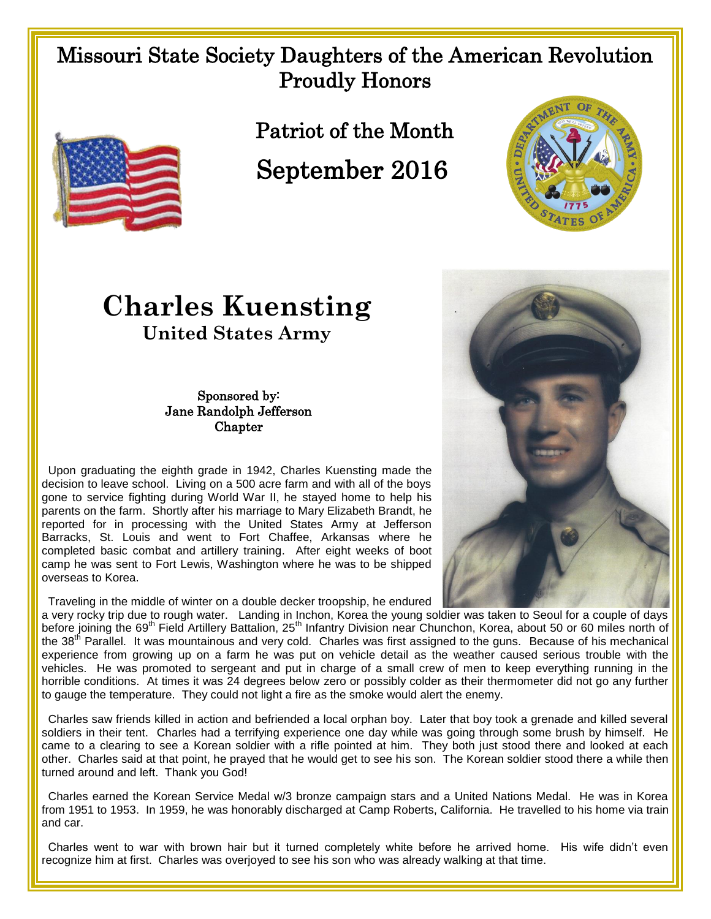# Missouri State Society Daughters of the American Revolution Proudly Honors

## Patriot of the Month

## September 2016

# Charles Kuensting

### United States Army

Sponsored by:
Jane Randolph Jefferson
Chapter

Upon graduating the eighth grade in 1942, Charles Kuensting made the decision to leave school. Living on a 500 acre farm and with all of the boys gone to service fighting during World War II, he stayed home to help his parents on the farm. Shortly after his marriage to Mary Elizabeth Brandt, he reported for in processing with the United States Army at Jefferson Barracks, St. Louis and went to Fort Chaffee, Arkansas where he completed basic combat and artillery training. After eight weeks of boot camp he was sent to Fort Lewis, Washington where he was to be shipped overseas to Korea.

Traveling in the middle of winter on a double decker troopship, he endured a very rocky trip due to rough water. Landing in Inchon, Korea the young soldier was taken to Seoul for a couple of days before joining the 69th Field Artillery Battalion, 25th Infantry Division near Chunchon, Korea, about 50 or 60 miles north of the 38th Parallel. It was mountainous and very cold. Charles was first assigned to the guns. Because of his mechanical experience from growing up on a farm he was put on vehicle detail as the weather caused serious trouble with the vehicles. He was promoted to sergeant and put in charge of a small crew of men to keep everything running in the horrible conditions. At times it was 24 degrees below zero or possibly colder as their thermometer did not go any further to gauge the temperature. They could not light a fire as the smoke would alert the enemy.

Charles saw friends killed in action and befriended a local orphan boy. Later that boy took a grenade and killed several soldiers in their tent. Charles had a terrifying experience one day while was going through some brush by himself. He came to a clearing to see a Korean soldier with a rifle pointed at him. They both just stood there and looked at each other. Charles said at that point, he prayed that he would get to see his son. The Korean soldier stood there a while then turned around and left. Thank you God!

Charles earned the Korean Service Medal w/3 bronze campaign stars and a United Nations Medal. He was in Korea from 1951 to 1953. In 1959, he was honorably discharged at Camp Roberts, California. He travelled to his home via train and car.

Charles went to war with brown hair but it turned completely white before he arrived home. His wife didn't even recognize him at first. Charles was overjoyed to see his son who was already walking at that time.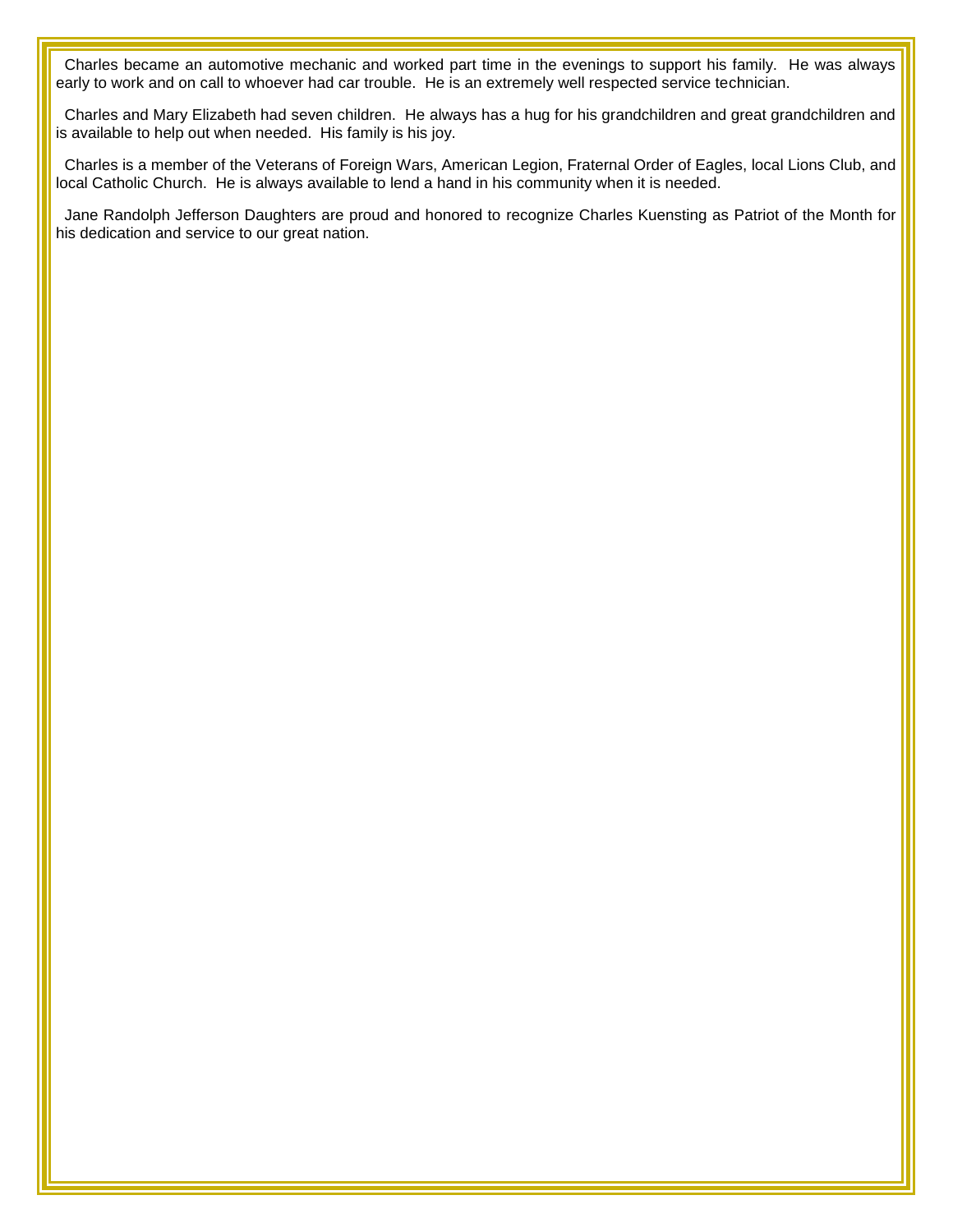Charles became an automotive mechanic and worked part time in the evenings to support his family. He was always early to work and on call to whoever had car trouble. He is an extremely well respected service technician.

Charles and Mary Elizabeth had seven children. He always has a hug for his grandchildren and great grandchildren and is available to help out when needed. His family is his joy.

Charles is a member of the Veterans of Foreign Wars, American Legion, Fraternal Order of Eagles, local Lions Club, and local Catholic Church. He is always available to lend a hand in his community when it is needed.

Jane Randolph Jefferson Daughters are proud and honored to recognize Charles Kuensting as Patriot of the Month for his dedication and service to our great nation.